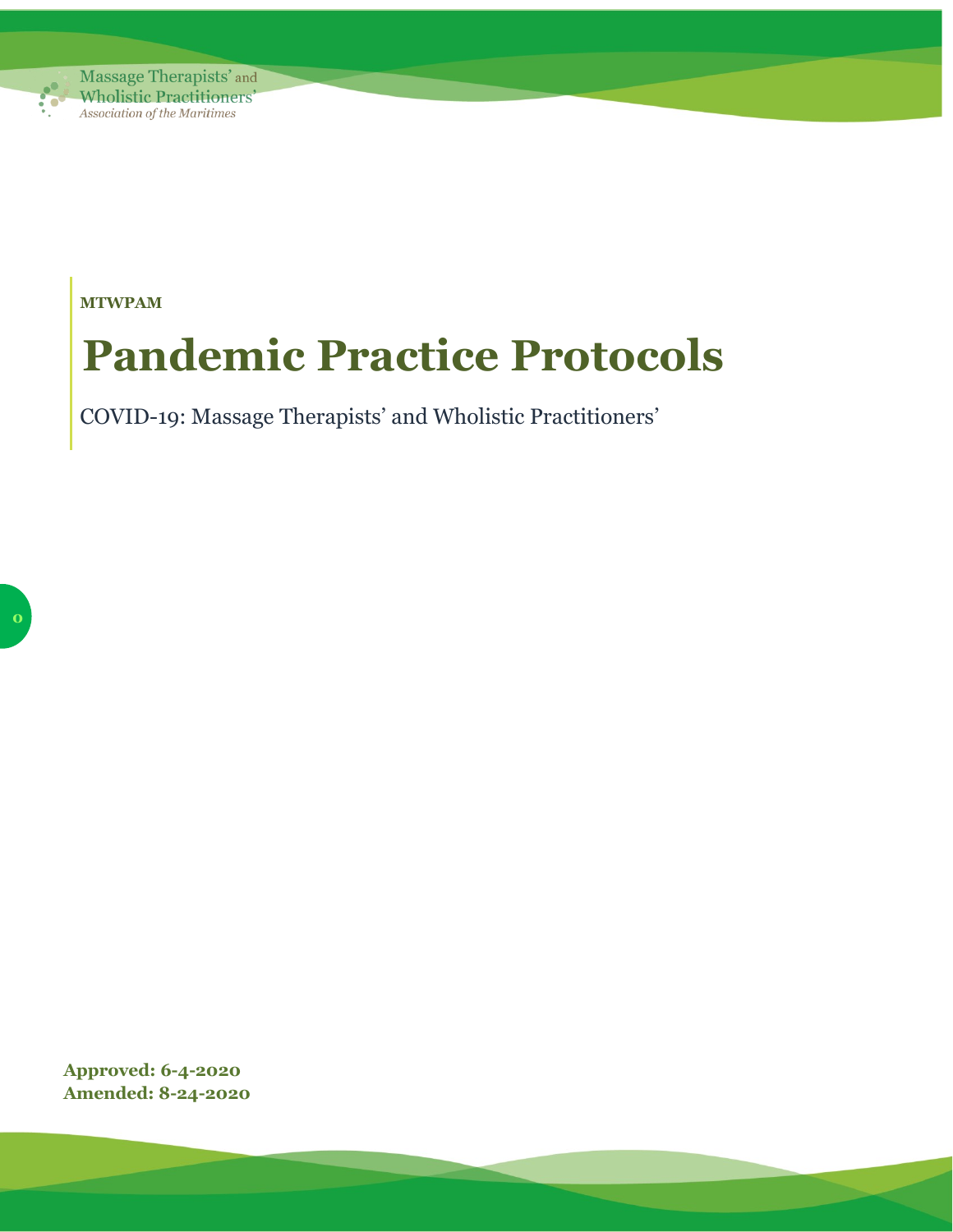Massage Therapists' and Wholistic Practitioners'
*Association of the Maritimes*

**MTWPAM**

# Pandemic Practice Protocols

COVID-19: Massage Therapists' and Wholistic Practitioners'

**Approved: 6-4-2020**
**Amended: 8-24-2020**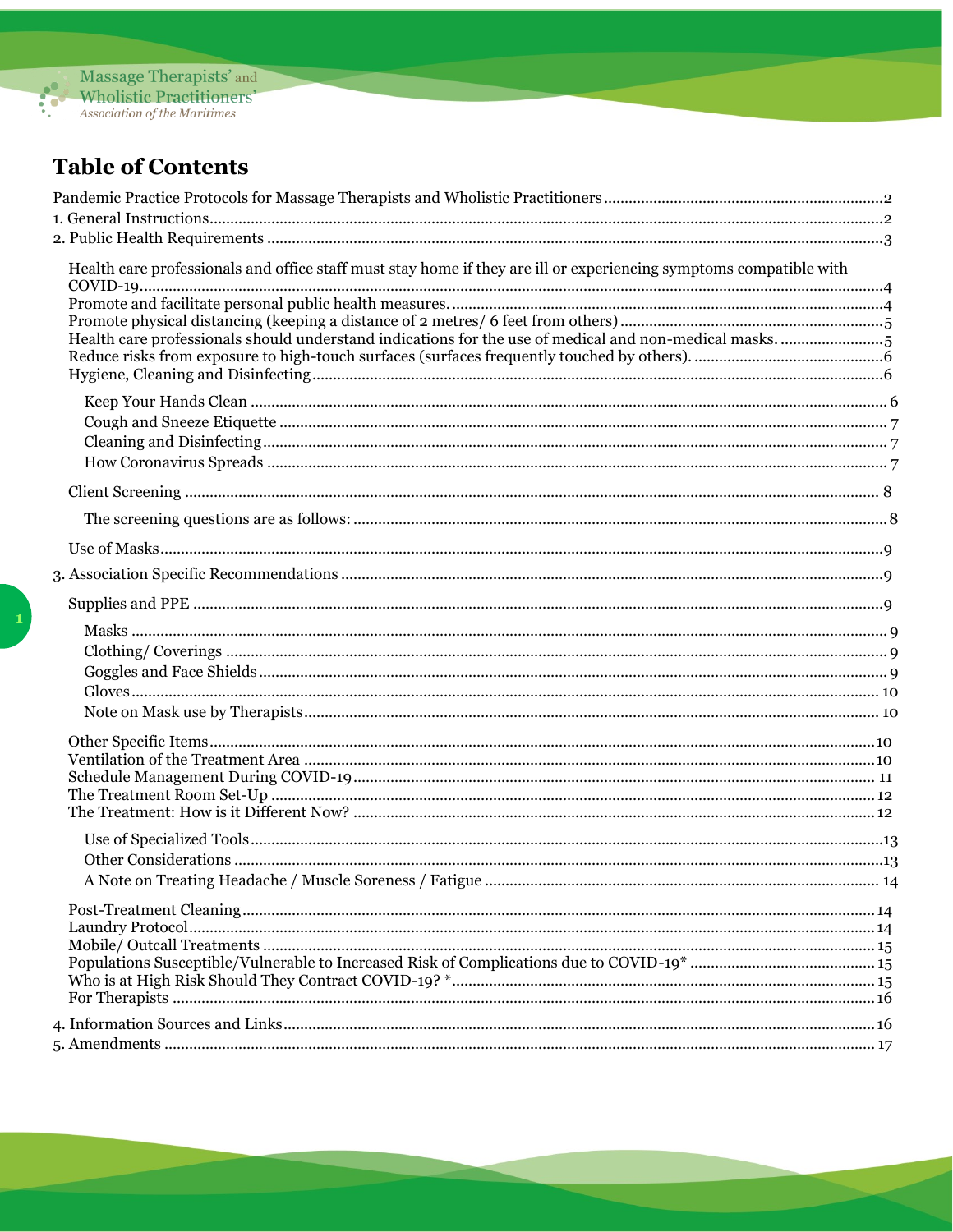# Table of Contents

Pandemic Practice Protocols for Massage Therapists and Wholistic Practitioners ....... 2
1. General Instructions ....... 2
2. Public Health Requirements ....... 3

- Health care professionals and office staff must stay home if they are ill or experiencing symptoms compatible with COVID-19 ....... 4
- Promote and facilitate personal public health measures. ....... 4
- Promote physical distancing (keeping a distance of 2 metres/ 6 feet from others) ....... 5
- Health care professionals should understand indications for the use of medical and non-medical masks. ....... 5
- Reduce risks from exposure to high-touch surfaces (surfaces frequently touched by others). ....... 6
- Hygiene, Cleaning and Disinfecting ....... 6
  - Keep Your Hands Clean ....... 6
  - Cough and Sneeze Etiquette ....... 7
  - Cleaning and Disinfecting ....... 7
  - How Coronavirus Spreads ....... 7
- Client Screening ....... 8
  - The screening questions are as follows: ....... 8
- Use of Masks ....... 9

3. Association Specific Recommendations ....... 9

- Supplies and PPE ....... 9
  - Masks ....... 9
  - Clothing/ Coverings ....... 9
  - Goggles and Face Shields ....... 9
  - Gloves ....... 10
  - Note on Mask use by Therapists ....... 10
- Other Specific Items ....... 10
- Ventilation of the Treatment Area ....... 10
- Schedule Management During COVID-19 ....... 11
- The Treatment Room Set-Up ....... 12
- The Treatment: How is it Different Now? ....... 12
  - Use of Specialized Tools ....... 13
  - Other Considerations ....... 13
  - A Note on Treating Headache / Muscle Soreness / Fatigue ....... 14
- Post-Treatment Cleaning ....... 14
- Laundry Protocol ....... 14
- Mobile/ Outcall Treatments ....... 15
- Populations Susceptible/Vulnerable to Increased Risk of Complications due to COVID-19* ....... 15
- Who is at High Risk Should They Contract COVID-19? * ....... 15
- For Therapists ....... 16

4. Information Sources and Links ....... 16
5. Amendments ....... 17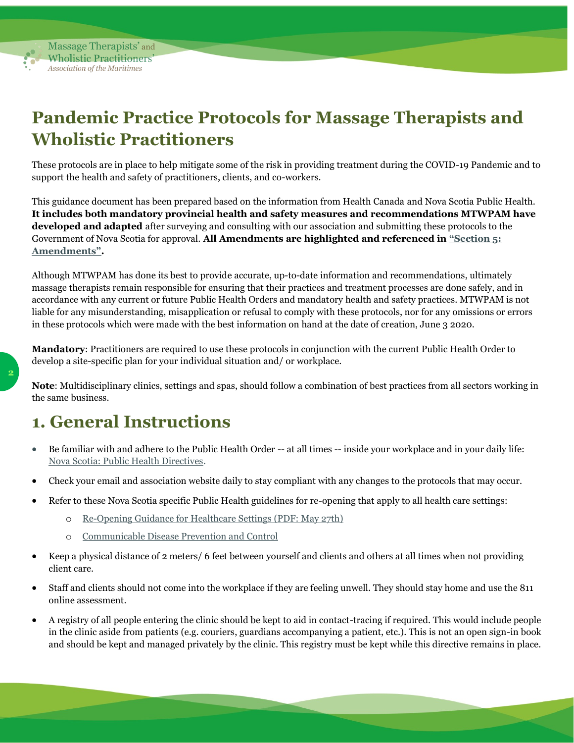# Pandemic Practice Protocols for Massage Therapists and Wholistic Practitioners

These protocols are in place to help mitigate some of the risk in providing treatment during the COVID-19 Pandemic and to support the health and safety of practitioners, clients, and co-workers.

This guidance document has been prepared based on the information from Health Canada and Nova Scotia Public Health. **It includes both mandatory provincial health and safety measures and recommendations MTWPAM have developed and adapted** after surveying and consulting with our association and submitting these protocols to the Government of Nova Scotia for approval. **All Amendments are highlighted and referenced in "Section 5: Amendments".**

Although MTWPAM has done its best to provide accurate, up-to-date information and recommendations, ultimately massage therapists remain responsible for ensuring that their practices and treatment processes are done safely, and in accordance with any current or future Public Health Orders and mandatory health and safety practices. MTWPAM is not liable for any misunderstanding, misapplication or refusal to comply with these protocols, nor for any omissions or errors in these protocols which were made with the best information on hand at the date of creation, June 3 2020.

**Mandatory**: Practitioners are required to use these protocols in conjunction with the current Public Health Order to develop a site-specific plan for your individual situation and/ or workplace.

**Note**: Multidisciplinary clinics, settings and spas, should follow a combination of best practices from all sectors working in the same business.

## 1. General Instructions

- Be familiar with and adhere to the Public Health Order -- at all times -- inside your workplace and in your daily life: Nova Scotia: Public Health Directives.
- Check your email and association website daily to stay compliant with any changes to the protocols that may occur.
- Refer to these Nova Scotia specific Public Health guidelines for re-opening that apply to all health care settings:
  - Re-Opening Guidance for Healthcare Settings (PDF: May 27th)
  - Communicable Disease Prevention and Control
- Keep a physical distance of 2 meters/ 6 feet between yourself and clients and others at all times when not providing client care.
- Staff and clients should not come into the workplace if they are feeling unwell. They should stay home and use the 811 online assessment.
- A registry of all people entering the clinic should be kept to aid in contact-tracing if required. This would include people in the clinic aside from patients (e.g. couriers, guardians accompanying a patient, etc.). This is not an open sign-in book and should be kept and managed privately by the clinic. This registry must be kept while this directive remains in place.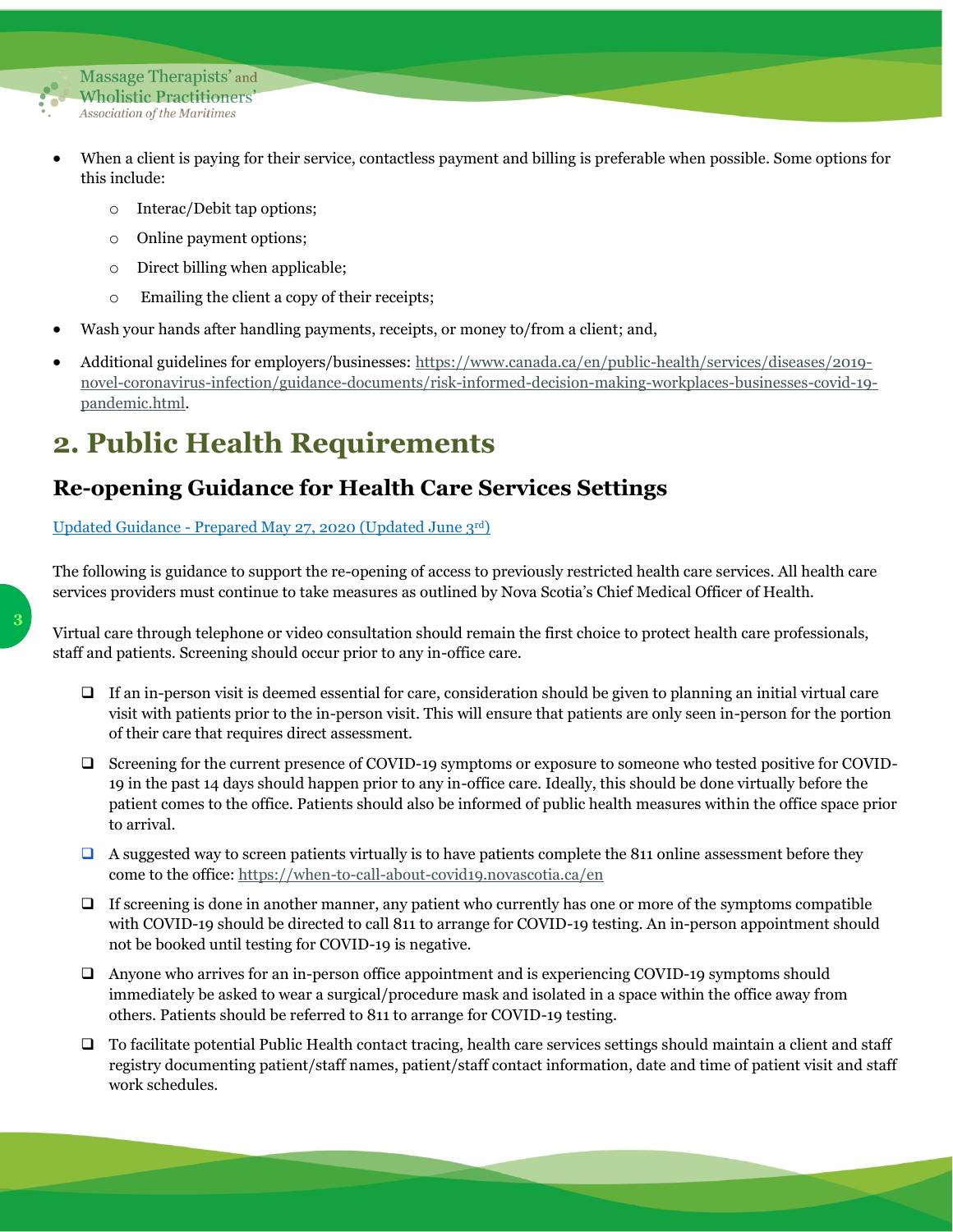- When a client is paying for their service, contactless payment and billing is preferable when possible. Some options for this include:
  - Interac/Debit tap options;
  - Online payment options;
  - Direct billing when applicable;
  - Emailing the client a copy of their receipts;
- Wash your hands after handling payments, receipts, or money to/from a client; and,
- Additional guidelines for employers/businesses: https://www.canada.ca/en/public-health/services/diseases/2019-novel-coronavirus-infection/guidance-documents/risk-informed-decision-making-workplaces-businesses-covid-19-pandemic.html.

# 2. Public Health Requirements

## Re-opening Guidance for Health Care Services Settings

Updated Guidance - Prepared May 27, 2020 (Updated June 3rd)

The following is guidance to support the re-opening of access to previously restricted health care services. All health care services providers must continue to take measures as outlined by Nova Scotia's Chief Medical Officer of Health.

Virtual care through telephone or video consultation should remain the first choice to protect health care professionals, staff and patients. Screening should occur prior to any in-office care.

- If an in-person visit is deemed essential for care, consideration should be given to planning an initial virtual care visit with patients prior to the in-person visit. This will ensure that patients are only seen in-person for the portion of their care that requires direct assessment.
- Screening for the current presence of COVID-19 symptoms or exposure to someone who tested positive for COVID-19 in the past 14 days should happen prior to any in-office care. Ideally, this should be done virtually before the patient comes to the office. Patients should also be informed of public health measures within the office space prior to arrival.
- A suggested way to screen patients virtually is to have patients complete the 811 online assessment before they come to the office: https://when-to-call-about-covid19.novascotia.ca/en
- If screening is done in another manner, any patient who currently has one or more of the symptoms compatible with COVID-19 should be directed to call 811 to arrange for COVID-19 testing. An in-person appointment should not be booked until testing for COVID-19 is negative.
- Anyone who arrives for an in-person office appointment and is experiencing COVID-19 symptoms should immediately be asked to wear a surgical/procedure mask and isolated in a space within the office away from others. Patients should be referred to 811 to arrange for COVID-19 testing.
- To facilitate potential Public Health contact tracing, health care services settings should maintain a client and staff registry documenting patient/staff names, patient/staff contact information, date and time of patient visit and staff work schedules.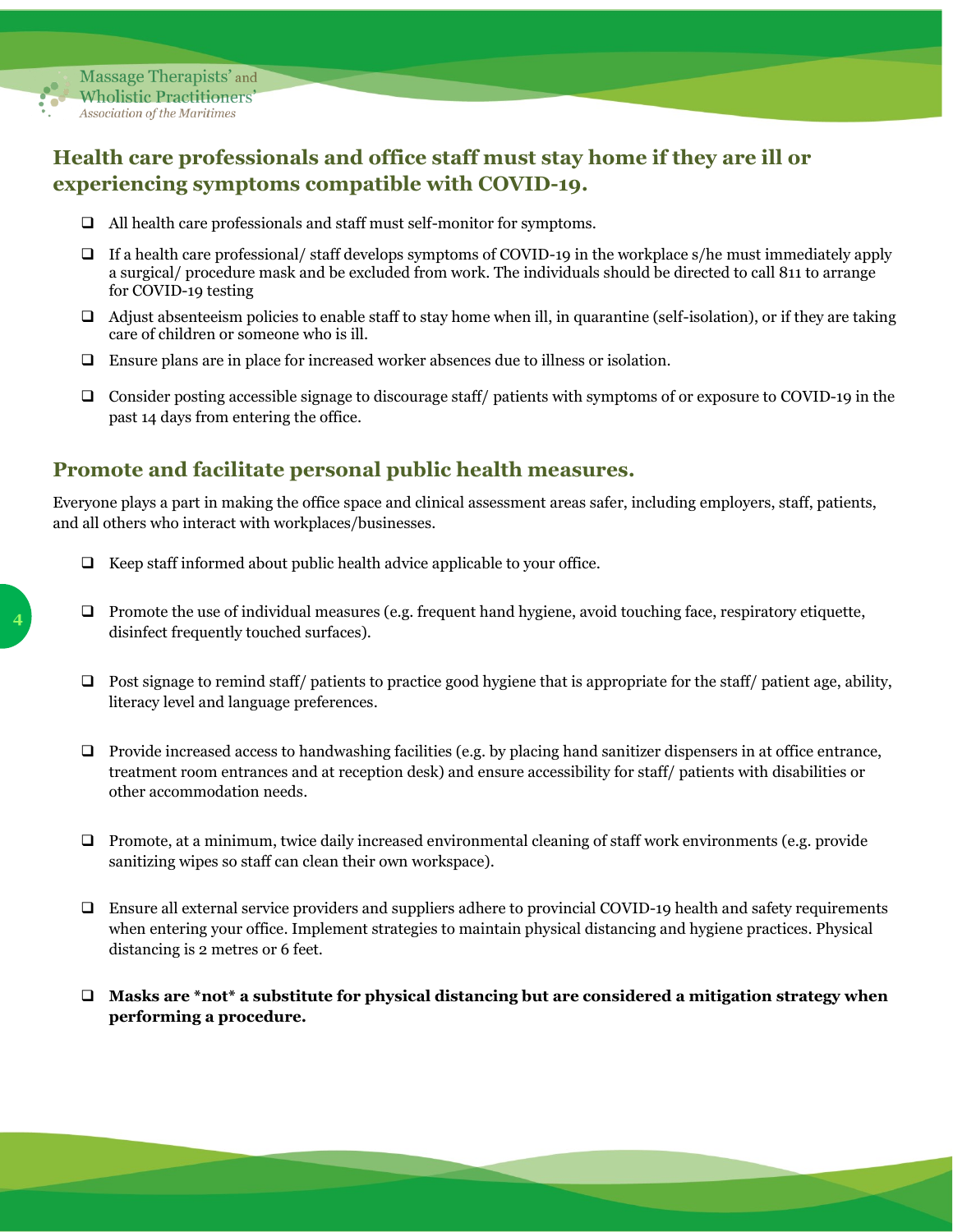## Health care professionals and office staff must stay home if they are ill or experiencing symptoms compatible with COVID-19.

- All health care professionals and staff must self-monitor for symptoms.
- If a health care professional/ staff develops symptoms of COVID-19 in the workplace s/he must immediately apply a surgical/ procedure mask and be excluded from work. The individuals should be directed to call 811 to arrange for COVID-19 testing
- Adjust absenteeism policies to enable staff to stay home when ill, in quarantine (self-isolation), or if they are taking care of children or someone who is ill.
- Ensure plans are in place for increased worker absences due to illness or isolation.
- Consider posting accessible signage to discourage staff/ patients with symptoms of or exposure to COVID-19 in the past 14 days from entering the office.

## Promote and facilitate personal public health measures.

Everyone plays a part in making the office space and clinical assessment areas safer, including employers, staff, patients, and all others who interact with workplaces/businesses.

- Keep staff informed about public health advice applicable to your office.
- Promote the use of individual measures (e.g. frequent hand hygiene, avoid touching face, respiratory etiquette, disinfect frequently touched surfaces).
- Post signage to remind staff/ patients to practice good hygiene that is appropriate for the staff/ patient age, ability, literacy level and language preferences.
- Provide increased access to handwashing facilities (e.g. by placing hand sanitizer dispensers in at office entrance, treatment room entrances and at reception desk) and ensure accessibility for staff/ patients with disabilities or other accommodation needs.
- Promote, at a minimum, twice daily increased environmental cleaning of staff work environments (e.g. provide sanitizing wipes so staff can clean their own workspace).
- Ensure all external service providers and suppliers adhere to provincial COVID-19 health and safety requirements when entering your office. Implement strategies to maintain physical distancing and hygiene practices. Physical distancing is 2 metres or 6 feet.
- **Masks are *not* a substitute for physical distancing but are considered a mitigation strategy when performing a procedure.**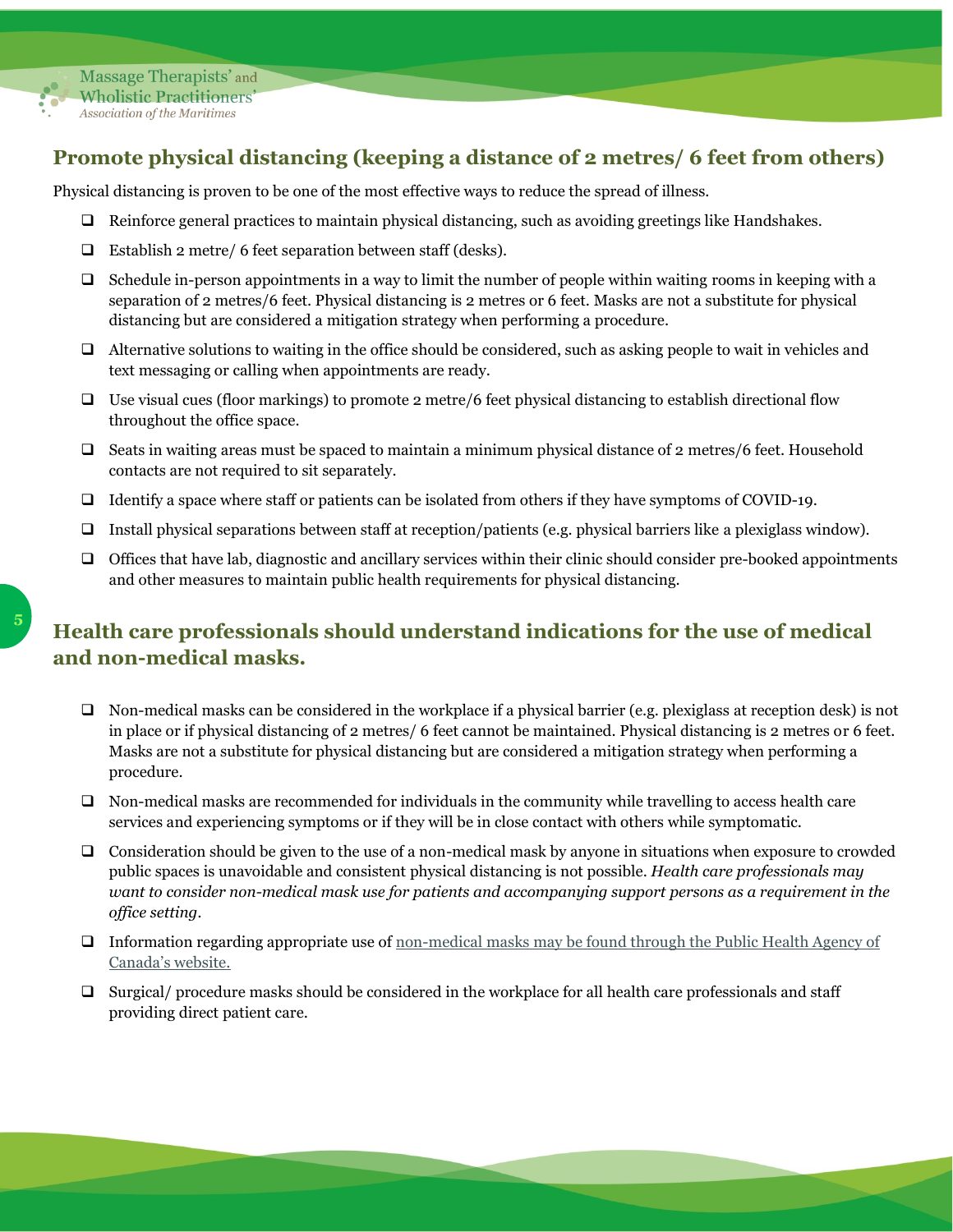## Promote physical distancing (keeping a distance of 2 metres/ 6 feet from others)

Physical distancing is proven to be one of the most effective ways to reduce the spread of illness.

- Reinforce general practices to maintain physical distancing, such as avoiding greetings like Handshakes.
- Establish 2 metre/ 6 feet separation between staff (desks).
- Schedule in-person appointments in a way to limit the number of people within waiting rooms in keeping with a separation of 2 metres/6 feet. Physical distancing is 2 metres or 6 feet. Masks are not a substitute for physical distancing but are considered a mitigation strategy when performing a procedure.
- Alternative solutions to waiting in the office should be considered, such as asking people to wait in vehicles and text messaging or calling when appointments are ready.
- Use visual cues (floor markings) to promote 2 metre/6 feet physical distancing to establish directional flow throughout the office space.
- Seats in waiting areas must be spaced to maintain a minimum physical distance of 2 metres/6 feet. Household contacts are not required to sit separately.
- Identify a space where staff or patients can be isolated from others if they have symptoms of COVID-19.
- Install physical separations between staff at reception/patients (e.g. physical barriers like a plexiglass window).
- Offices that have lab, diagnostic and ancillary services within their clinic should consider pre-booked appointments and other measures to maintain public health requirements for physical distancing.

## Health care professionals should understand indications for the use of medical and non-medical masks.

- Non-medical masks can be considered in the workplace if a physical barrier (e.g. plexiglass at reception desk) is not in place or if physical distancing of 2 metres/ 6 feet cannot be maintained. Physical distancing is 2 metres or 6 feet. Masks are not a substitute for physical distancing but are considered a mitigation strategy when performing a procedure.
- Non-medical masks are recommended for individuals in the community while travelling to access health care services and experiencing symptoms or if they will be in close contact with others while symptomatic.
- Consideration should be given to the use of a non-medical mask by anyone in situations when exposure to crowded public spaces is unavoidable and consistent physical distancing is not possible. *Health care professionals may want to consider non-medical mask use for patients and accompanying support persons as a requirement in the office setting*.
- Information regarding appropriate use of non-medical masks may be found through the Public Health Agency of Canada's website.
- Surgical/ procedure masks should be considered in the workplace for all health care professionals and staff providing direct patient care.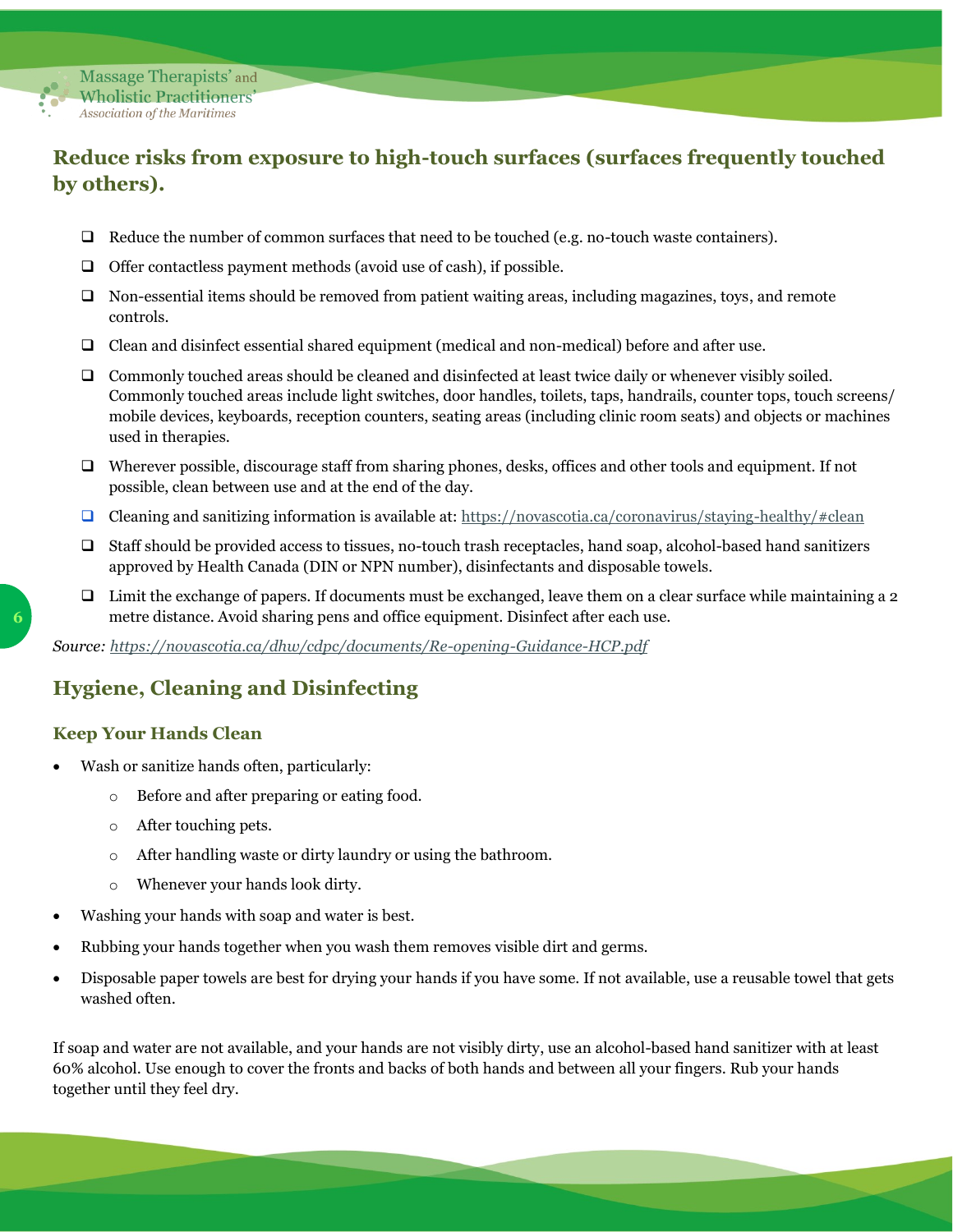## Reduce risks from exposure to high-touch surfaces (surfaces frequently touched by others).

- ❑ Reduce the number of common surfaces that need to be touched (e.g. no-touch waste containers).
- ❑ Offer contactless payment methods (avoid use of cash), if possible.
- ❑ Non-essential items should be removed from patient waiting areas, including magazines, toys, and remote controls.
- ❑ Clean and disinfect essential shared equipment (medical and non-medical) before and after use.
- ❑ Commonly touched areas should be cleaned and disinfected at least twice daily or whenever visibly soiled. Commonly touched areas include light switches, door handles, toilets, taps, handrails, counter tops, touch screens/ mobile devices, keyboards, reception counters, seating areas (including clinic room seats) and objects or machines used in therapies.
- ❑ Wherever possible, discourage staff from sharing phones, desks, offices and other tools and equipment. If not possible, clean between use and at the end of the day.
- ❑ Cleaning and sanitizing information is available at: https://novascotia.ca/coronavirus/staying-healthy/#clean
- ❑ Staff should be provided access to tissues, no-touch trash receptacles, hand soap, alcohol-based hand sanitizers approved by Health Canada (DIN or NPN number), disinfectants and disposable towels.
- ❑ Limit the exchange of papers. If documents must be exchanged, leave them on a clear surface while maintaining a 2 metre distance. Avoid sharing pens and office equipment. Disinfect after each use.

*Source: https://novascotia.ca/dhw/cdpc/documents/Re-opening-Guidance-HCP.pdf*

## Hygiene, Cleaning and Disinfecting

### Keep Your Hands Clean

- Wash or sanitize hands often, particularly:
  - Before and after preparing or eating food.
  - After touching pets.
  - After handling waste or dirty laundry or using the bathroom.
  - Whenever your hands look dirty.
- Washing your hands with soap and water is best.
- Rubbing your hands together when you wash them removes visible dirt and germs.
- Disposable paper towels are best for drying your hands if you have some. If not available, use a reusable towel that gets washed often.

If soap and water are not available, and your hands are not visibly dirty, use an alcohol-based hand sanitizer with at least 60% alcohol. Use enough to cover the fronts and backs of both hands and between all your fingers. Rub your hands together until they feel dry.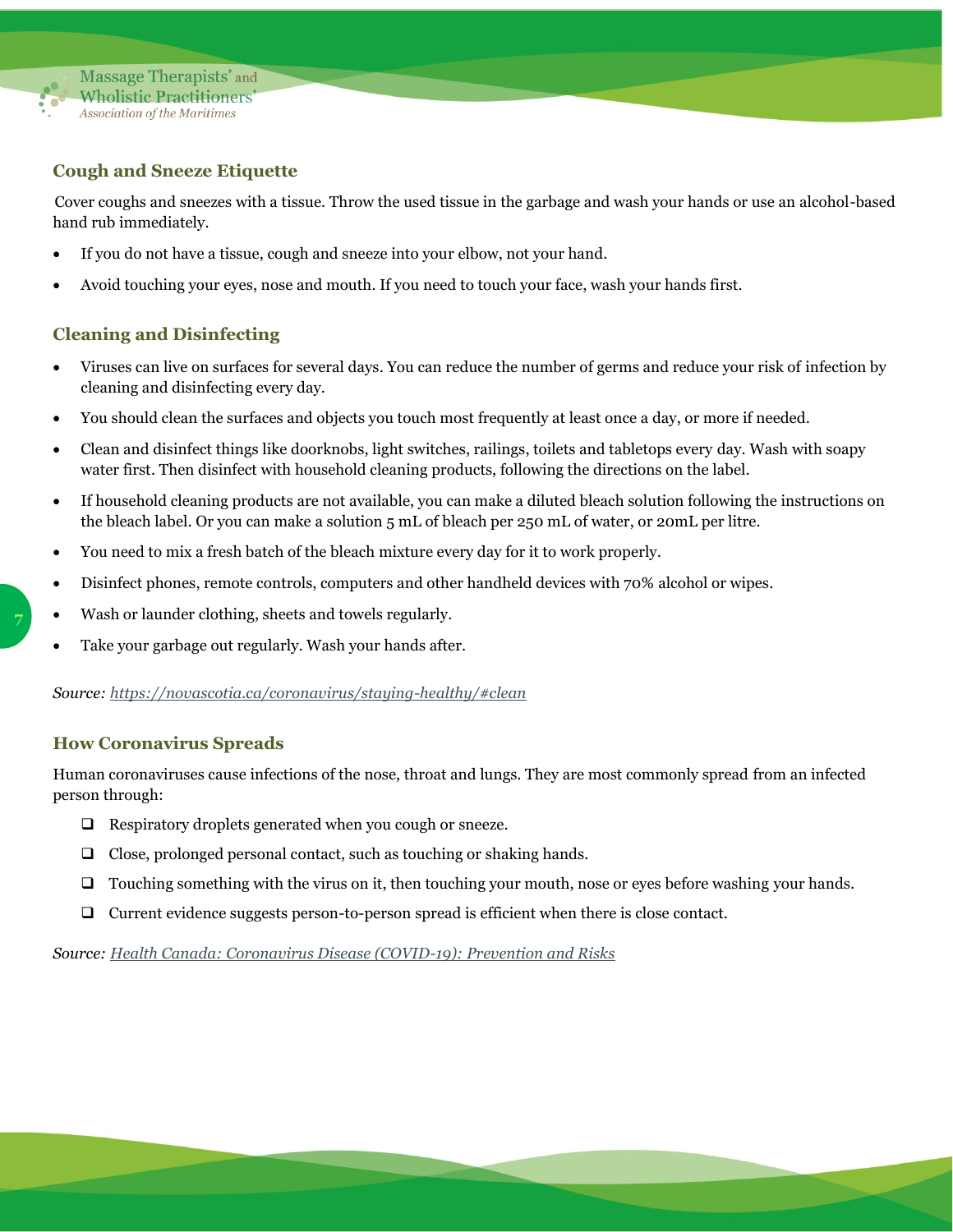### Cough and Sneeze Etiquette

Cover coughs and sneezes with a tissue. Throw the used tissue in the garbage and wash your hands or use an alcohol-based hand rub immediately.

- If you do not have a tissue, cough and sneeze into your elbow, not your hand.
- Avoid touching your eyes, nose and mouth. If you need to touch your face, wash your hands first.

### Cleaning and Disinfecting

- Viruses can live on surfaces for several days. You can reduce the number of germs and reduce your risk of infection by cleaning and disinfecting every day.
- You should clean the surfaces and objects you touch most frequently at least once a day, or more if needed.
- Clean and disinfect things like doorknobs, light switches, railings, toilets and tabletops every day. Wash with soapy water first. Then disinfect with household cleaning products, following the directions on the label.
- If household cleaning products are not available, you can make a diluted bleach solution following the instructions on the bleach label. Or you can make a solution 5 mL of bleach per 250 mL of water, or 20mL per litre.
- You need to mix a fresh batch of the bleach mixture every day for it to work properly.
- Disinfect phones, remote controls, computers and other handheld devices with 70% alcohol or wipes.
- Wash or launder clothing, sheets and towels regularly.
- Take your garbage out regularly. Wash your hands after.

*Source: https://novascotia.ca/coronavirus/staying-healthy/#clean*

### How Coronavirus Spreads

Human coronaviruses cause infections of the nose, throat and lungs. They are most commonly spread from an infected person through:

- ❑ Respiratory droplets generated when you cough or sneeze.
- ❑ Close, prolonged personal contact, such as touching or shaking hands.
- ❑ Touching something with the virus on it, then touching your mouth, nose or eyes before washing your hands.
- ❑ Current evidence suggests person-to-person spread is efficient when there is close contact.

*Source: Health Canada: Coronavirus Disease (COVID-19): Prevention and Risks*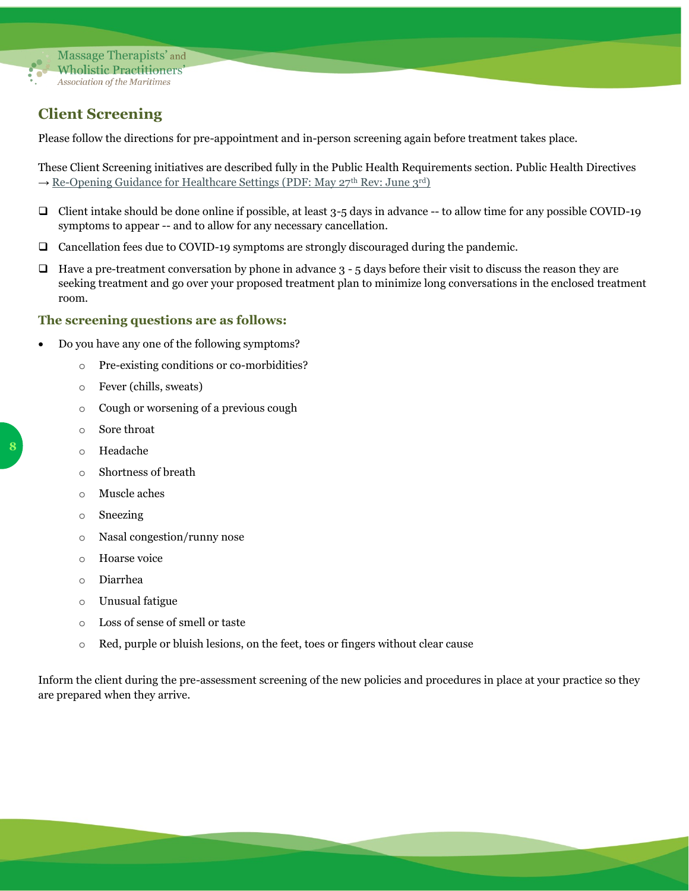## Client Screening

Please follow the directions for pre-appointment and in-person screening again before treatment takes place.

These Client Screening initiatives are described fully in the Public Health Requirements section. Public Health Directives → Re-Opening Guidance for Healthcare Settings (PDF: May 27th Rev: June 3rd)

- ❑ Client intake should be done online if possible, at least 3-5 days in advance -- to allow time for any possible COVID-19 symptoms to appear -- and to allow for any necessary cancellation.
- ❑ Cancellation fees due to COVID-19 symptoms are strongly discouraged during the pandemic.
- ❑ Have a pre-treatment conversation by phone in advance 3 - 5 days before their visit to discuss the reason they are seeking treatment and go over your proposed treatment plan to minimize long conversations in the enclosed treatment room.

### The screening questions are as follows:

- Do you have any one of the following symptoms?
  - Pre-existing conditions or co-morbidities?
  - Fever (chills, sweats)
  - Cough or worsening of a previous cough
  - Sore throat
  - Headache
  - Shortness of breath
  - Muscle aches
  - Sneezing
  - Nasal congestion/runny nose
  - Hoarse voice
  - Diarrhea
  - Unusual fatigue
  - Loss of sense of smell or taste
  - Red, purple or bluish lesions, on the feet, toes or fingers without clear cause

Inform the client during the pre-assessment screening of the new policies and procedures in place at your practice so they are prepared when they arrive.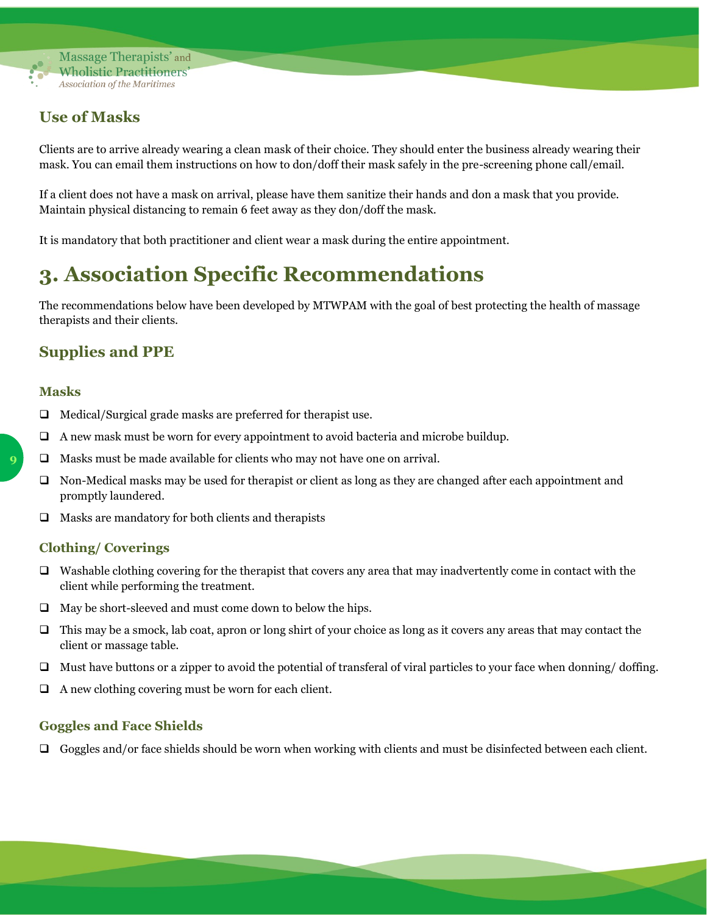## Use of Masks

Clients are to arrive already wearing a clean mask of their choice. They should enter the business already wearing their mask. You can email them instructions on how to don/doff their mask safely in the pre-screening phone call/email.

If a client does not have a mask on arrival, please have them sanitize their hands and don a mask that you provide. Maintain physical distancing to remain 6 feet away as they don/doff the mask.

It is mandatory that both practitioner and client wear a mask during the entire appointment.

# 3. Association Specific Recommendations

The recommendations below have been developed by MTWPAM with the goal of best protecting the health of massage therapists and their clients.

## Supplies and PPE

### Masks

- ❑ Medical/Surgical grade masks are preferred for therapist use.
- ❑ A new mask must be worn for every appointment to avoid bacteria and microbe buildup.
- ❑ Masks must be made available for clients who may not have one on arrival.
- ❑ Non-Medical masks may be used for therapist or client as long as they are changed after each appointment and promptly laundered.
- ❑ Masks are mandatory for both clients and therapists

### Clothing/ Coverings

- ❑ Washable clothing covering for the therapist that covers any area that may inadvertently come in contact with the client while performing the treatment.
- ❑ May be short-sleeved and must come down to below the hips.
- ❑ This may be a smock, lab coat, apron or long shirt of your choice as long as it covers any areas that may contact the client or massage table.
- ❑ Must have buttons or a zipper to avoid the potential of transferal of viral particles to your face when donning/ doffing.
- ❑ A new clothing covering must be worn for each client.

### Goggles and Face Shields

- ❑ Goggles and/or face shields should be worn when working with clients and must be disinfected between each client.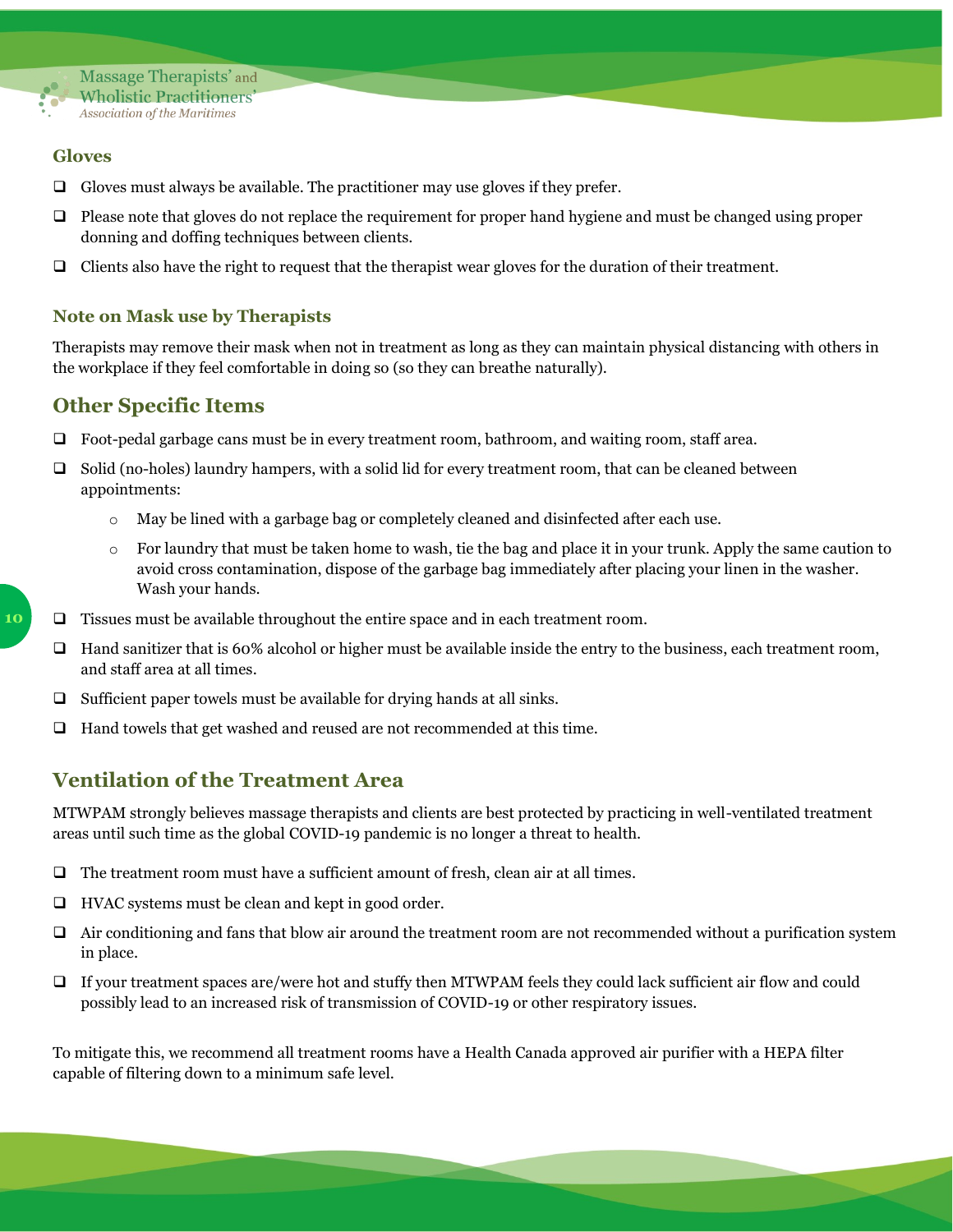### Gloves

- Gloves must always be available. The practitioner may use gloves if they prefer.
- Please note that gloves do not replace the requirement for proper hand hygiene and must be changed using proper donning and doffing techniques between clients.
- Clients also have the right to request that the therapist wear gloves for the duration of their treatment.

### Note on Mask use by Therapists

Therapists may remove their mask when not in treatment as long as they can maintain physical distancing with others in the workplace if they feel comfortable in doing so (so they can breathe naturally).

## Other Specific Items

- Foot-pedal garbage cans must be in every treatment room, bathroom, and waiting room, staff area.
- Solid (no-holes) laundry hampers, with a solid lid for every treatment room, that can be cleaned between appointments:
  - May be lined with a garbage bag or completely cleaned and disinfected after each use.
  - For laundry that must be taken home to wash, tie the bag and place it in your trunk. Apply the same caution to avoid cross contamination, dispose of the garbage bag immediately after placing your linen in the washer. Wash your hands.
- Tissues must be available throughout the entire space and in each treatment room.
- Hand sanitizer that is 60% alcohol or higher must be available inside the entry to the business, each treatment room, and staff area at all times.
- Sufficient paper towels must be available for drying hands at all sinks.
- Hand towels that get washed and reused are not recommended at this time.

## Ventilation of the Treatment Area

MTWPAM strongly believes massage therapists and clients are best protected by practicing in well-ventilated treatment areas until such time as the global COVID-19 pandemic is no longer a threat to health.

- The treatment room must have a sufficient amount of fresh, clean air at all times.
- HVAC systems must be clean and kept in good order.
- Air conditioning and fans that blow air around the treatment room are not recommended without a purification system in place.
- If your treatment spaces are/were hot and stuffy then MTWPAM feels they could lack sufficient air flow and could possibly lead to an increased risk of transmission of COVID-19 or other respiratory issues.

To mitigate this, we recommend all treatment rooms have a Health Canada approved air purifier with a HEPA filter capable of filtering down to a minimum safe level.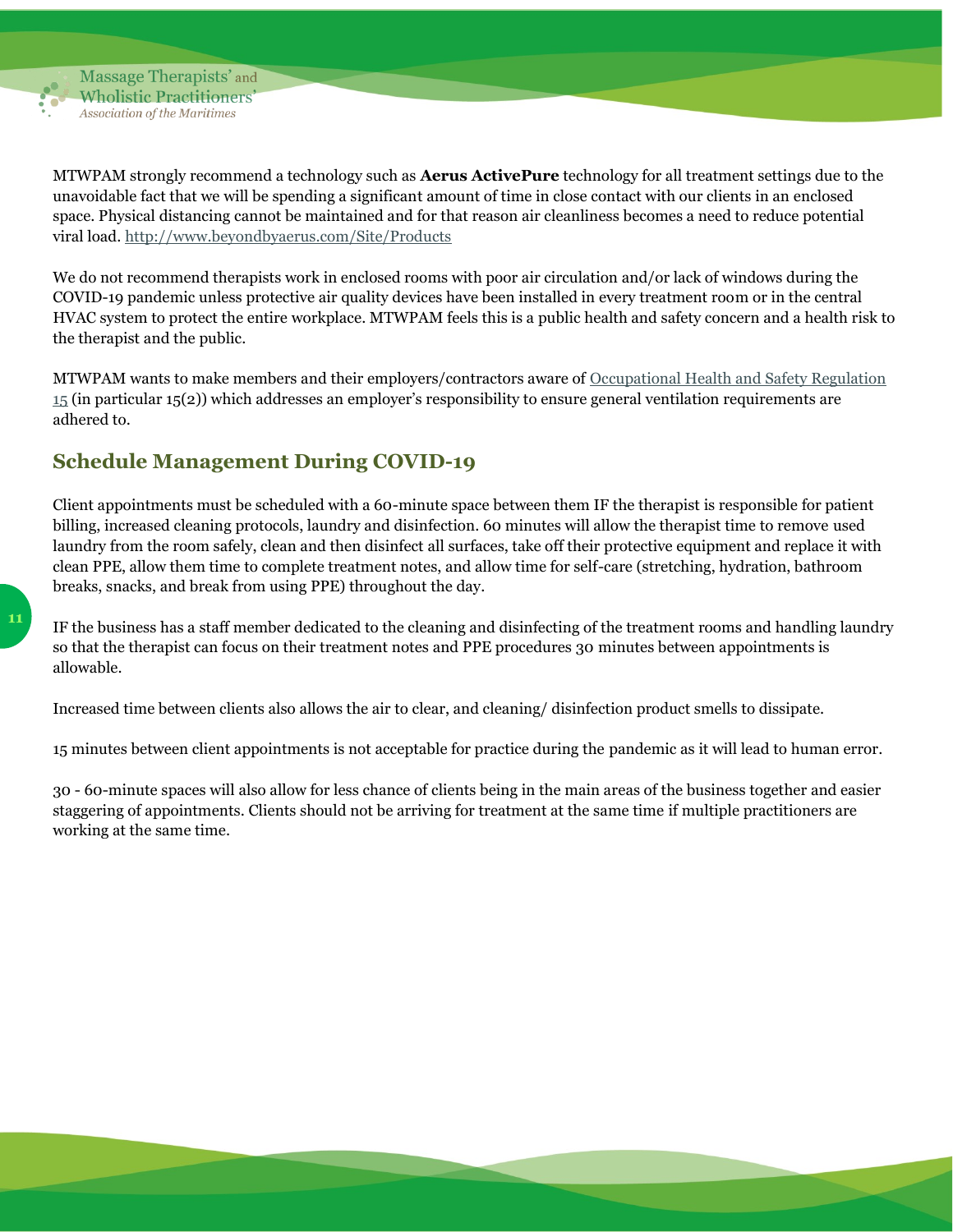MTWPAM strongly recommend a technology such as **Aerus ActivePure** technology for all treatment settings due to the unavoidable fact that we will be spending a significant amount of time in close contact with our clients in an enclosed space. Physical distancing cannot be maintained and for that reason air cleanliness becomes a need to reduce potential viral load. [http://www.beyondbyaerus.com/Site/Products](http://www.beyondbyaerus.com/Site/Products)

We do not recommend therapists work in enclosed rooms with poor air circulation and/or lack of windows during the COVID-19 pandemic unless protective air quality devices have been installed in every treatment room or in the central HVAC system to protect the entire workplace. MTWPAM feels this is a public health and safety concern and a health risk to the therapist and the public.

MTWPAM wants to make members and their employers/contractors aware of Occupational Health and Safety Regulation 15 (in particular 15(2)) which addresses an employer's responsibility to ensure general ventilation requirements are adhered to.

## Schedule Management During COVID-19

Client appointments must be scheduled with a 60-minute space between them IF the therapist is responsible for patient billing, increased cleaning protocols, laundry and disinfection. 60 minutes will allow the therapist time to remove used laundry from the room safely, clean and then disinfect all surfaces, take off their protective equipment and replace it with clean PPE, allow them time to complete treatment notes, and allow time for self-care (stretching, hydration, bathroom breaks, snacks, and break from using PPE) throughout the day.

IF the business has a staff member dedicated to the cleaning and disinfecting of the treatment rooms and handling laundry so that the therapist can focus on their treatment notes and PPE procedures 30 minutes between appointments is allowable.

Increased time between clients also allows the air to clear, and cleaning/ disinfection product smells to dissipate.

15 minutes between client appointments is not acceptable for practice during the pandemic as it will lead to human error.

30 - 60-minute spaces will also allow for less chance of clients being in the main areas of the business together and easier staggering of appointments. Clients should not be arriving for treatment at the same time if multiple practitioners are working at the same time.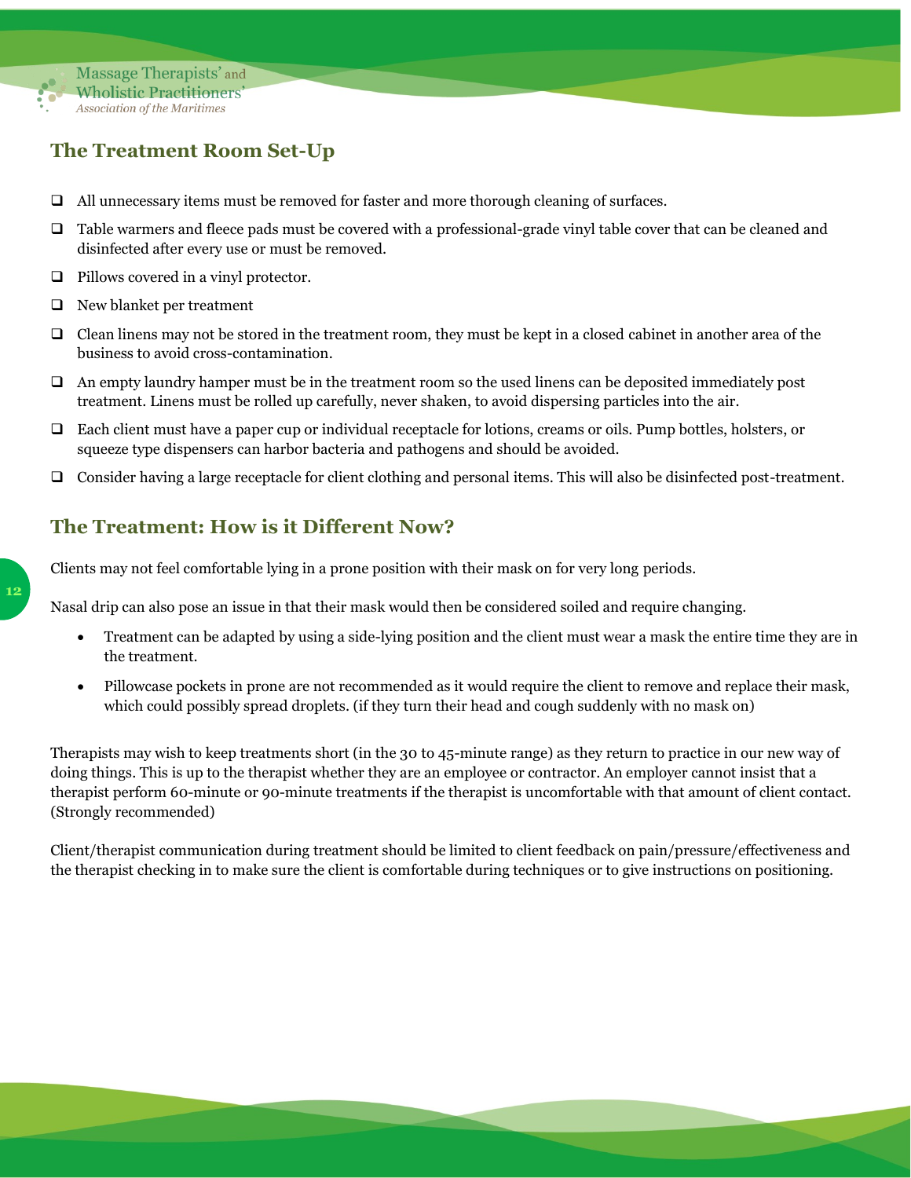## The Treatment Room Set-Up

- ❑ All unnecessary items must be removed for faster and more thorough cleaning of surfaces.
- ❑ Table warmers and fleece pads must be covered with a professional-grade vinyl table cover that can be cleaned and disinfected after every use or must be removed.
- ❑ Pillows covered in a vinyl protector.
- ❑ New blanket per treatment
- ❑ Clean linens may not be stored in the treatment room, they must be kept in a closed cabinet in another area of the business to avoid cross-contamination.
- ❑ An empty laundry hamper must be in the treatment room so the used linens can be deposited immediately post treatment. Linens must be rolled up carefully, never shaken, to avoid dispersing particles into the air.
- ❑ Each client must have a paper cup or individual receptacle for lotions, creams or oils. Pump bottles, holsters, or squeeze type dispensers can harbor bacteria and pathogens and should be avoided.
- ❑ Consider having a large receptacle for client clothing and personal items. This will also be disinfected post-treatment.

## The Treatment: How is it Different Now?

Clients may not feel comfortable lying in a prone position with their mask on for very long periods.

Nasal drip can also pose an issue in that their mask would then be considered soiled and require changing.

- Treatment can be adapted by using a side-lying position and the client must wear a mask the entire time they are in the treatment.
- Pillowcase pockets in prone are not recommended as it would require the client to remove and replace their mask, which could possibly spread droplets. (if they turn their head and cough suddenly with no mask on)

Therapists may wish to keep treatments short (in the 30 to 45-minute range) as they return to practice in our new way of doing things. This is up to the therapist whether they are an employee or contractor. An employer cannot insist that a therapist perform 60-minute or 90-minute treatments if the therapist is uncomfortable with that amount of client contact. (Strongly recommended)

Client/therapist communication during treatment should be limited to client feedback on pain/pressure/effectiveness and the therapist checking in to make sure the client is comfortable during techniques or to give instructions on positioning.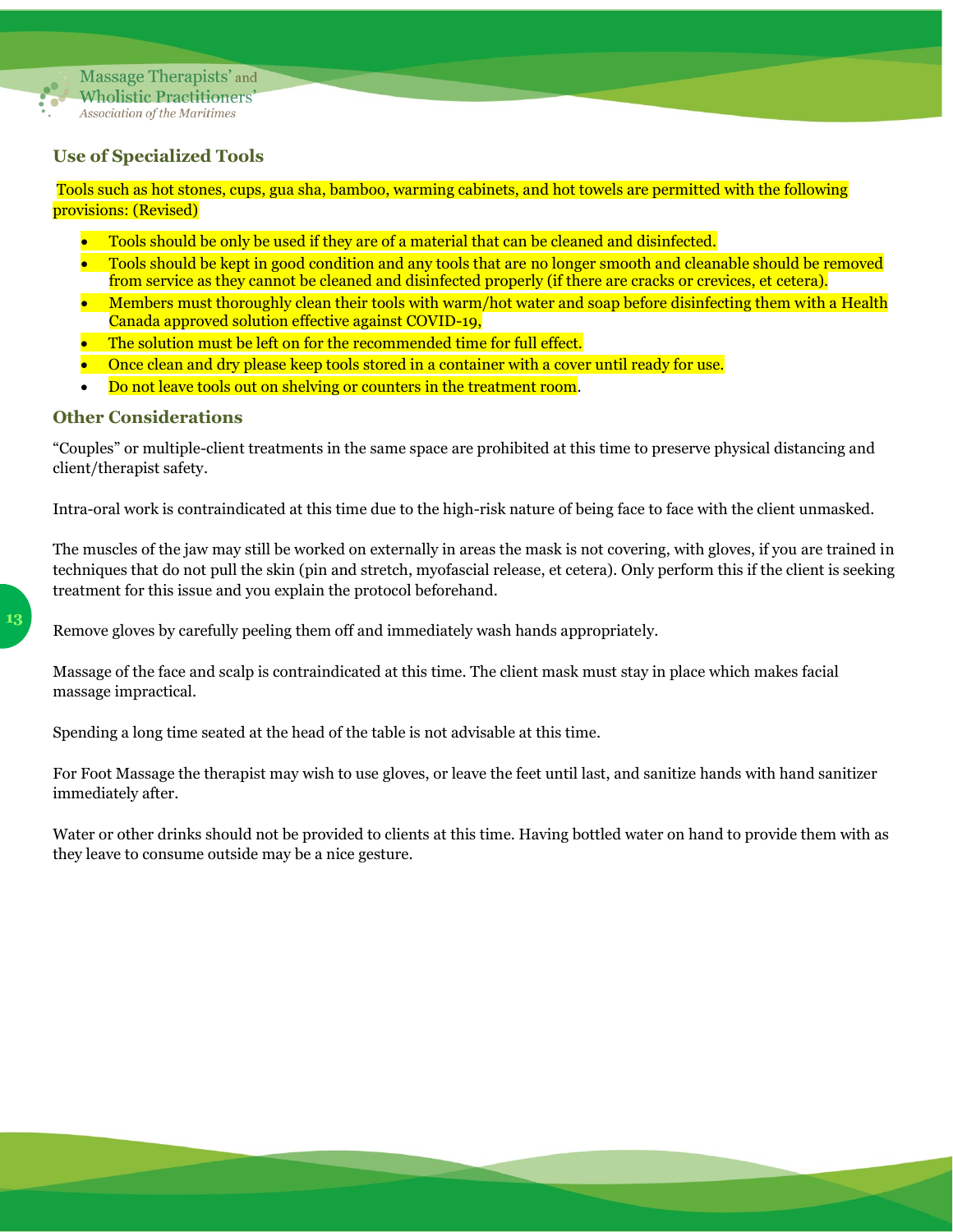## Use of Specialized Tools

Tools such as hot stones, cups, gua sha, bamboo, warming cabinets, and hot towels are permitted with the following provisions: (Revised)

- Tools should be only be used if they are of a material that can be cleaned and disinfected.
- Tools should be kept in good condition and any tools that are no longer smooth and cleanable should be removed from service as they cannot be cleaned and disinfected properly (if there are cracks or crevices, et cetera).
- Members must thoroughly clean their tools with warm/hot water and soap before disinfecting them with a Health Canada approved solution effective against COVID-19,
- The solution must be left on for the recommended time for full effect.
- Once clean and dry please keep tools stored in a container with a cover until ready for use.
- Do not leave tools out on shelving or counters in the treatment room.

## Other Considerations

"Couples" or multiple-client treatments in the same space are prohibited at this time to preserve physical distancing and client/therapist safety.

Intra-oral work is contraindicated at this time due to the high-risk nature of being face to face with the client unmasked.

The muscles of the jaw may still be worked on externally in areas the mask is not covering, with gloves, if you are trained in techniques that do not pull the skin (pin and stretch, myofascial release, et cetera). Only perform this if the client is seeking treatment for this issue and you explain the protocol beforehand.

Remove gloves by carefully peeling them off and immediately wash hands appropriately.

Massage of the face and scalp is contraindicated at this time. The client mask must stay in place which makes facial massage impractical.

Spending a long time seated at the head of the table is not advisable at this time.

For Foot Massage the therapist may wish to use gloves, or leave the feet until last, and sanitize hands with hand sanitizer immediately after.

Water or other drinks should not be provided to clients at this time. Having bottled water on hand to provide them with as they leave to consume outside may be a nice gesture.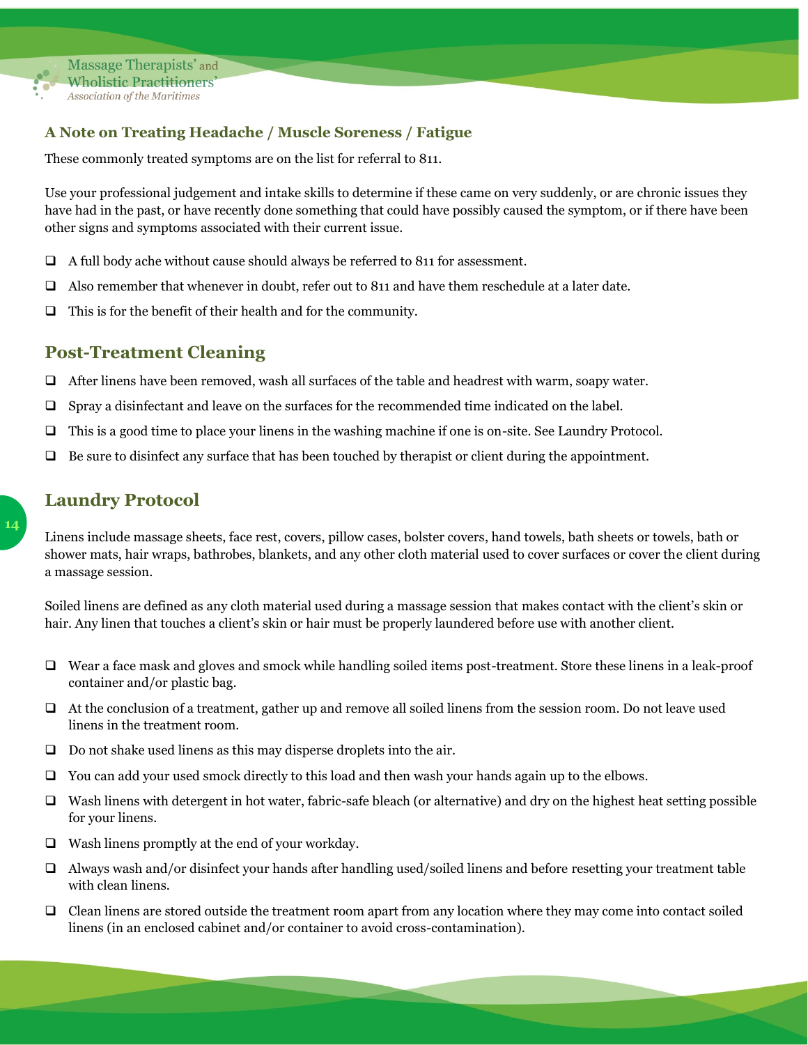### A Note on Treating Headache / Muscle Soreness / Fatigue

These commonly treated symptoms are on the list for referral to 811.

Use your professional judgement and intake skills to determine if these came on very suddenly, or are chronic issues they have had in the past, or have recently done something that could have possibly caused the symptom, or if there have been other signs and symptoms associated with their current issue.

- A full body ache without cause should always be referred to 811 for assessment.
- Also remember that whenever in doubt, refer out to 811 and have them reschedule at a later date.
- This is for the benefit of their health and for the community.

## Post-Treatment Cleaning

- After linens have been removed, wash all surfaces of the table and headrest with warm, soapy water.
- Spray a disinfectant and leave on the surfaces for the recommended time indicated on the label.
- This is a good time to place your linens in the washing machine if one is on-site. See Laundry Protocol.
- Be sure to disinfect any surface that has been touched by therapist or client during the appointment.

## Laundry Protocol

Linens include massage sheets, face rest, covers, pillow cases, bolster covers, hand towels, bath sheets or towels, bath or shower mats, hair wraps, bathrobes, blankets, and any other cloth material used to cover surfaces or cover the client during a massage session.

Soiled linens are defined as any cloth material used during a massage session that makes contact with the client's skin or hair. Any linen that touches a client's skin or hair must be properly laundered before use with another client.

- Wear a face mask and gloves and smock while handling soiled items post-treatment. Store these linens in a leak-proof container and/or plastic bag.
- At the conclusion of a treatment, gather up and remove all soiled linens from the session room. Do not leave used linens in the treatment room.
- Do not shake used linens as this may disperse droplets into the air.
- You can add your used smock directly to this load and then wash your hands again up to the elbows.
- Wash linens with detergent in hot water, fabric-safe bleach (or alternative) and dry on the highest heat setting possible for your linens.
- Wash linens promptly at the end of your workday.
- Always wash and/or disinfect your hands after handling used/soiled linens and before resetting your treatment table with clean linens.
- Clean linens are stored outside the treatment room apart from any location where they may come into contact soiled linens (in an enclosed cabinet and/or container to avoid cross-contamination).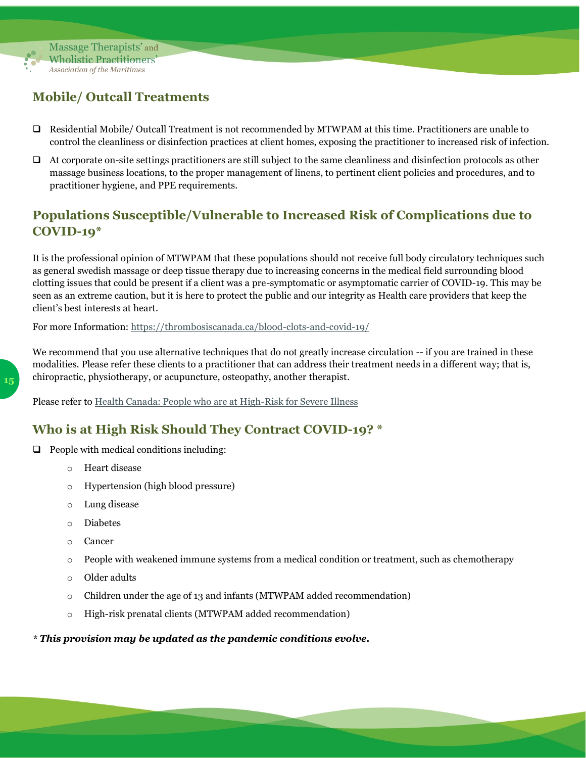## Mobile/ Outcall Treatments

- Residential Mobile/ Outcall Treatment is not recommended by MTWPAM at this time. Practitioners are unable to control the cleanliness or disinfection practices at client homes, exposing the practitioner to increased risk of infection.
- At corporate on-site settings practitioners are still subject to the same cleanliness and disinfection protocols as other massage business locations, to the proper management of linens, to pertinent client policies and procedures, and to practitioner hygiene, and PPE requirements.

## Populations Susceptible/Vulnerable to Increased Risk of Complications due to COVID-19*

It is the professional opinion of MTWPAM that these populations should not receive full body circulatory techniques such as general swedish massage or deep tissue therapy due to increasing concerns in the medical field surrounding blood clotting issues that could be present if a client was a pre-symptomatic or asymptomatic carrier of COVID-19. This may be seen as an extreme caution, but it is here to protect the public and our integrity as Health care providers that keep the client's best interests at heart.

For more Information: https://thrombosiscanada.ca/blood-clots-and-covid-19/

We recommend that you use alternative techniques that do not greatly increase circulation -- if you are trained in these modalities. Please refer these clients to a practitioner that can address their treatment needs in a different way; that is, chiropractic, physiotherapy, or acupuncture, osteopathy, another therapist.

Please refer to Health Canada: People who are at High-Risk for Severe Illness

## Who is at High Risk Should They Contract COVID-19? *

- People with medical conditions including:
  - Heart disease
  - Hypertension (high blood pressure)
  - Lung disease
  - Diabetes
  - Cancer
  - People with weakened immune systems from a medical condition or treatment, such as chemotherapy
  - Older adults
  - Children under the age of 13 and infants (MTWPAM added recommendation)
  - High-risk prenatal clients (MTWPAM added recommendation)

***\* This provision may be updated as the pandemic conditions evolve.***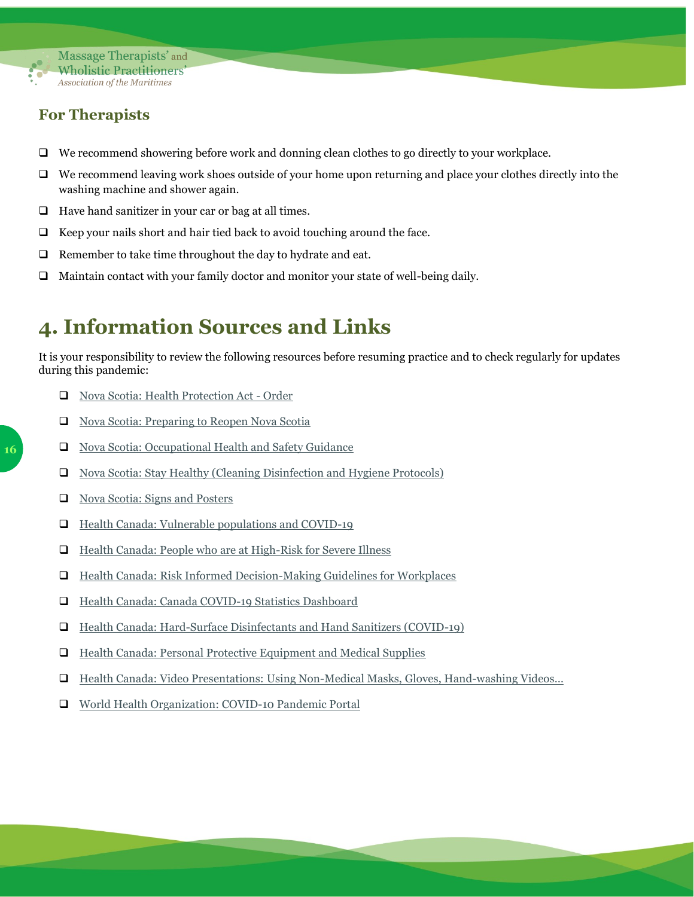### For Therapists

- We recommend showering before work and donning clean clothes to go directly to your workplace.
- We recommend leaving work shoes outside of your home upon returning and place your clothes directly into the washing machine and shower again.
- Have hand sanitizer in your car or bag at all times.
- Keep your nails short and hair tied back to avoid touching around the face.
- Remember to take time throughout the day to hydrate and eat.
- Maintain contact with your family doctor and monitor your state of well-being daily.

# 4. Information Sources and Links

It is your responsibility to review the following resources before resuming practice and to check regularly for updates during this pandemic:

- Nova Scotia: Health Protection Act - Order
- Nova Scotia: Preparing to Reopen Nova Scotia
- Nova Scotia: Occupational Health and Safety Guidance
- Nova Scotia: Stay Healthy (Cleaning Disinfection and Hygiene Protocols)
- Nova Scotia: Signs and Posters
- Health Canada: Vulnerable populations and COVID-19
- Health Canada: People who are at High-Risk for Severe Illness
- Health Canada: Risk Informed Decision-Making Guidelines for Workplaces
- Health Canada: Canada COVID-19 Statistics Dashboard
- Health Canada: Hard-Surface Disinfectants and Hand Sanitizers (COVID-19)
- Health Canada: Personal Protective Equipment and Medical Supplies
- Health Canada: Video Presentations: Using Non-Medical Masks, Gloves, Hand-washing Videos…
- World Health Organization: COVID-10 Pandemic Portal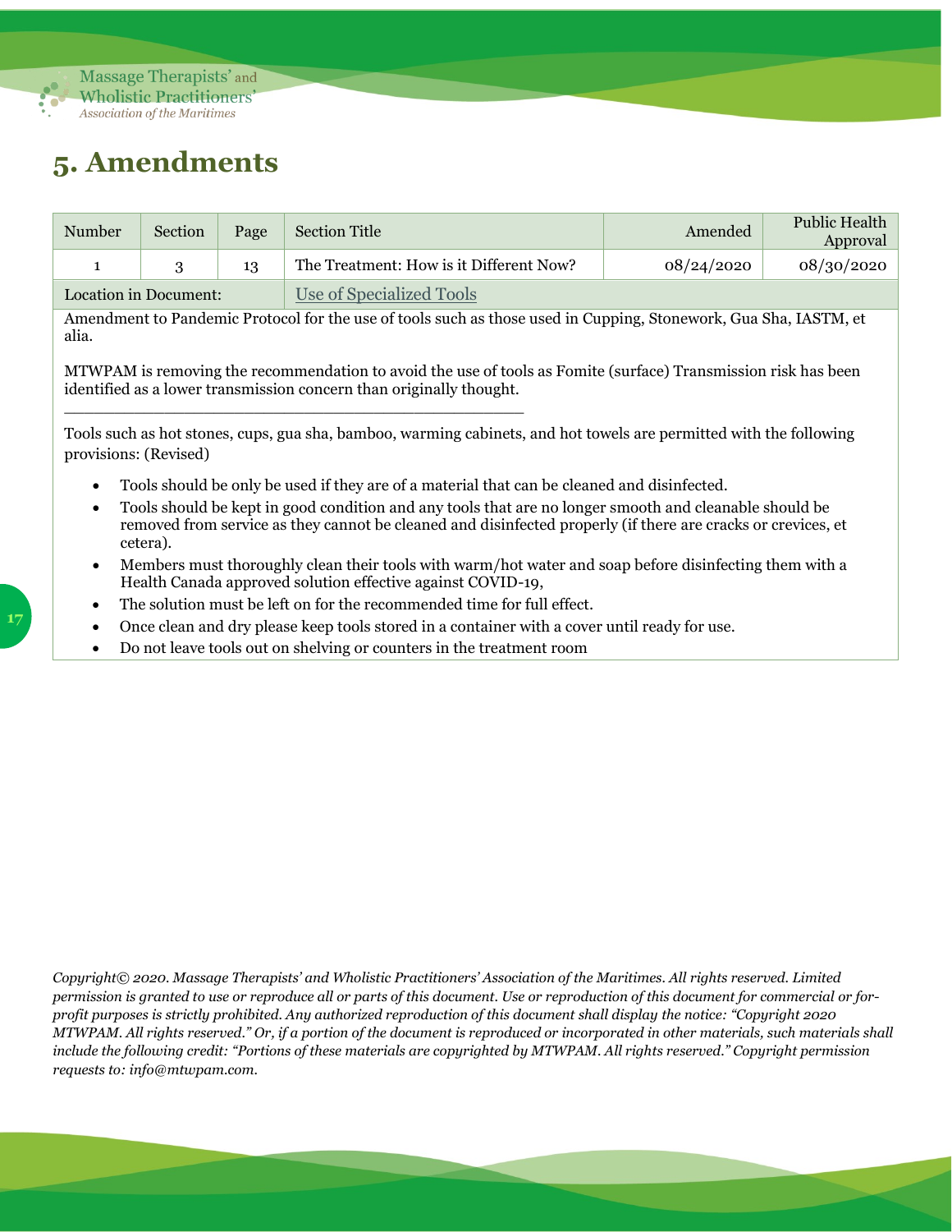# 5. Amendments

| Number | Section | Page | Section Title | Amended | Public Health Approval |
|---|---|---|---|---|---|
| 1 | 3 | 13 | The Treatment: How is it Different Now? | 08/24/2020 | 08/30/2020 |
| Location in Document: | | | Use of Specialized Tools | | |

Amendment to Pandemic Protocol for the use of tools such as those used in Cupping, Stonework, Gua Sha, IASTM, et alia.

MTWPAM is removing the recommendation to avoid the use of tools as Fomite (surface) Transmission risk has been identified as a lower transmission concern than originally thought.

---

Tools such as hot stones, cups, gua sha, bamboo, warming cabinets, and hot towels are permitted with the following provisions: (Revised)

- Tools should be only be used if they are of a material that can be cleaned and disinfected.
- Tools should be kept in good condition and any tools that are no longer smooth and cleanable should be removed from service as they cannot be cleaned and disinfected properly (if there are cracks or crevices, et cetera).
- Members must thoroughly clean their tools with warm/hot water and soap before disinfecting them with a Health Canada approved solution effective against COVID-19,
- The solution must be left on for the recommended time for full effect.
- Once clean and dry please keep tools stored in a container with a cover until ready for use.
- Do not leave tools out on shelving or counters in the treatment room

*Copyright© 2020. Massage Therapists' and Wholistic Practitioners' Association of the Maritimes. All rights reserved. Limited permission is granted to use or reproduce all or parts of this document. Use or reproduction of this document for commercial or for-profit purposes is strictly prohibited. Any authorized reproduction of this document shall display the notice: "Copyright 2020 MTWPAM. All rights reserved." Or, if a portion of the document is reproduced or incorporated in other materials, such materials shall include the following credit: "Portions of these materials are copyrighted by MTWPAM. All rights reserved." Copyright permission requests to: info@mtwpam.com.*